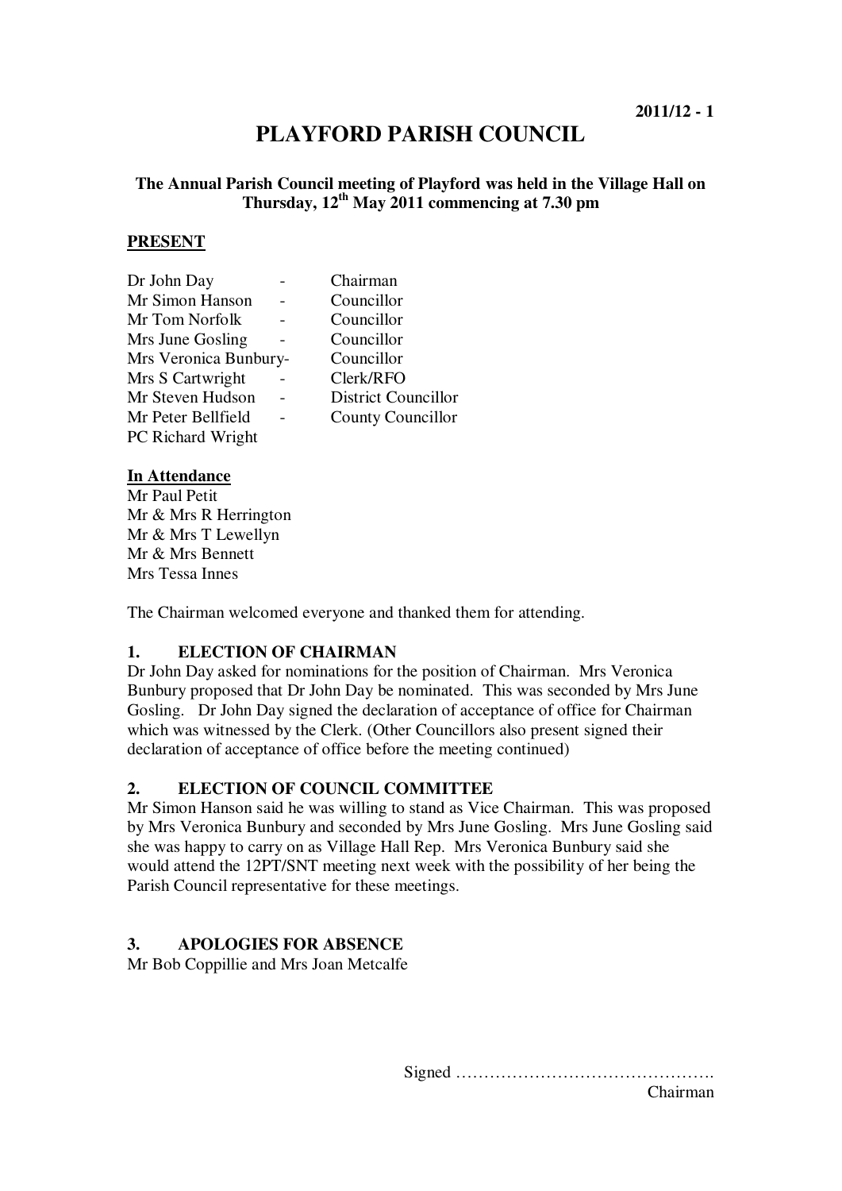2011/12 - 1

# PLAYFORD PARISH COUNCIL

**The Annual Parish Council meeting of Playford was held in the Village Hall on Thursday, 12th May 2011 commencing at 7.30 pm**

**PRESENT**

| | | |
|---|---|---|
| Dr John Day | - | Chairman |
| Mr Simon Hanson | - | Councillor |
| Mr Tom Norfolk | - | Councillor |
| Mrs June Gosling | - | Councillor |
| Mrs Veronica Bunbury | - | Councillor |
| Mrs S Cartwright | - | Clerk/RFO |
| Mr Steven Hudson | - | District Councillor |
| Mr Peter Bellfield | - | County Councillor |
| PC Richard Wright | | |

**In Attendance**

Mr Paul Petit
Mr & Mrs R Herrington
Mr & Mrs T Lewellyn
Mr & Mrs Bennett
Mrs Tessa Innes

The Chairman welcomed everyone and thanked them for attending.

## 1. ELECTION OF CHAIRMAN

Dr John Day asked for nominations for the position of Chairman. Mrs Veronica Bunbury proposed that Dr John Day be nominated. This was seconded by Mrs June Gosling. Dr John Day signed the declaration of acceptance of office for Chairman which was witnessed by the Clerk. (Other Councillors also present signed their declaration of acceptance of office before the meeting continued)

## 2. ELECTION OF COUNCIL COMMITTEE

Mr Simon Hanson said he was willing to stand as Vice Chairman. This was proposed by Mrs Veronica Bunbury and seconded by Mrs June Gosling. Mrs June Gosling said she was happy to carry on as Village Hall Rep. Mrs Veronica Bunbury said she would attend the 12PT/SNT meeting next week with the possibility of her being the Parish Council representative for these meetings.

## 3. APOLOGIES FOR ABSENCE

Mr Bob Coppillie and Mrs Joan Metcalfe

Signed ……………………………………….
Chairman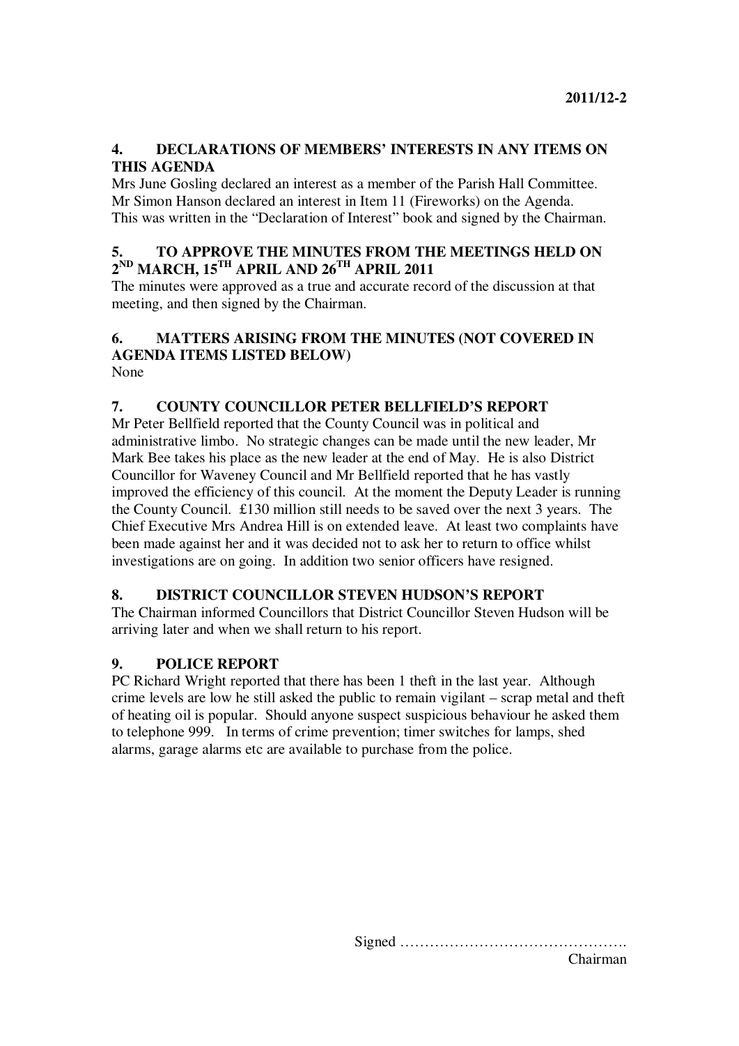## 4. DECLARATIONS OF MEMBERS' INTERESTS IN ANY ITEMS ON THIS AGENDA

Mrs June Gosling declared an interest as a member of the Parish Hall Committee.
Mr Simon Hanson declared an interest in Item 11 (Fireworks) on the Agenda.
This was written in the "Declaration of Interest" book and signed by the Chairman.

## 5. TO APPROVE THE MINUTES FROM THE MEETINGS HELD ON 2ND MARCH, 15TH APRIL AND 26TH APRIL 2011

The minutes were approved as a true and accurate record of the discussion at that meeting, and then signed by the Chairman.

## 6. MATTERS ARISING FROM THE MINUTES (NOT COVERED IN AGENDA ITEMS LISTED BELOW)

None

## 7. COUNTY COUNCILLOR PETER BELLFIELD'S REPORT

Mr Peter Bellfield reported that the County Council was in political and administrative limbo. No strategic changes can be made until the new leader, Mr Mark Bee takes his place as the new leader at the end of May. He is also District Councillor for Waveney Council and Mr Bellfield reported that he has vastly improved the efficiency of this council. At the moment the Deputy Leader is running the County Council. £130 million still needs to be saved over the next 3 years. The Chief Executive Mrs Andrea Hill is on extended leave. At least two complaints have been made against her and it was decided not to ask her to return to office whilst investigations are on going. In addition two senior officers have resigned.

## 8. DISTRICT COUNCILLOR STEVEN HUDSON'S REPORT

The Chairman informed Councillors that District Councillor Steven Hudson will be arriving later and when we shall return to his report.

## 9. POLICE REPORT

PC Richard Wright reported that there has been 1 theft in the last year. Although crime levels are low he still asked the public to remain vigilant – scrap metal and theft of heating oil is popular. Should anyone suspect suspicious behaviour he asked them to telephone 999. In terms of crime prevention; timer switches for lamps, shed alarms, garage alarms etc are available to purchase from the police.

Signed ……………………………………….
Chairman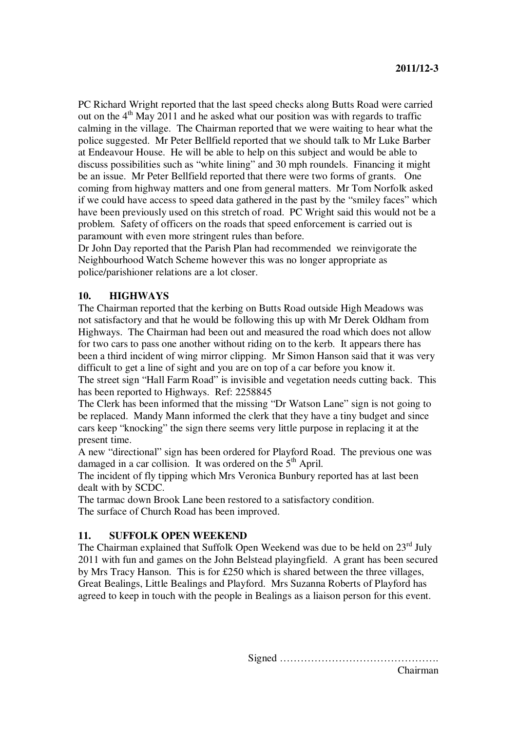PC Richard Wright reported that the last speed checks along Butts Road were carried out on the 4th May 2011 and he asked what our position was with regards to traffic calming in the village. The Chairman reported that we were waiting to hear what the police suggested. Mr Peter Bellfield reported that we should talk to Mr Luke Barber at Endeavour House. He will be able to help on this subject and would be able to discuss possibilities such as "white lining" and 30 mph roundels. Financing it might be an issue. Mr Peter Bellfield reported that there were two forms of grants. One coming from highway matters and one from general matters. Mr Tom Norfolk asked if we could have access to speed data gathered in the past by the "smiley faces" which have been previously used on this stretch of road. PC Wright said this would not be a problem. Safety of officers on the roads that speed enforcement is carried out is paramount with even more stringent rules than before.

Dr John Day reported that the Parish Plan had recommended we reinvigorate the Neighbourhood Watch Scheme however this was no longer appropriate as police/parishioner relations are a lot closer.

## 10. HIGHWAYS

The Chairman reported that the kerbing on Butts Road outside High Meadows was not satisfactory and that he would be following this up with Mr Derek Oldham from Highways. The Chairman had been out and measured the road which does not allow for two cars to pass one another without riding on to the kerb. It appears there has been a third incident of wing mirror clipping. Mr Simon Hanson said that it was very difficult to get a line of sight and you are on top of a car before you know it.

The street sign "Hall Farm Road" is invisible and vegetation needs cutting back. This has been reported to Highways. Ref: 2258845

The Clerk has been informed that the missing "Dr Watson Lane" sign is not going to be replaced. Mandy Mann informed the clerk that they have a tiny budget and since cars keep "knocking" the sign there seems very little purpose in replacing it at the present time.

A new "directional" sign has been ordered for Playford Road. The previous one was damaged in a car collision. It was ordered on the 5th April.

The incident of fly tipping which Mrs Veronica Bunbury reported has at last been dealt with by SCDC.

The tarmac down Brook Lane been restored to a satisfactory condition.

The surface of Church Road has been improved.

## 11. SUFFOLK OPEN WEEKEND

The Chairman explained that Suffolk Open Weekend was due to be held on 23rd July 2011 with fun and games on the John Belstead playingfield. A grant has been secured by Mrs Tracy Hanson. This is for £250 which is shared between the three villages, Great Bealings, Little Bealings and Playford. Mrs Suzanna Roberts of Playford has agreed to keep in touch with the people in Bealings as a liaison person for this event.

Signed ……………………………………….

Chairman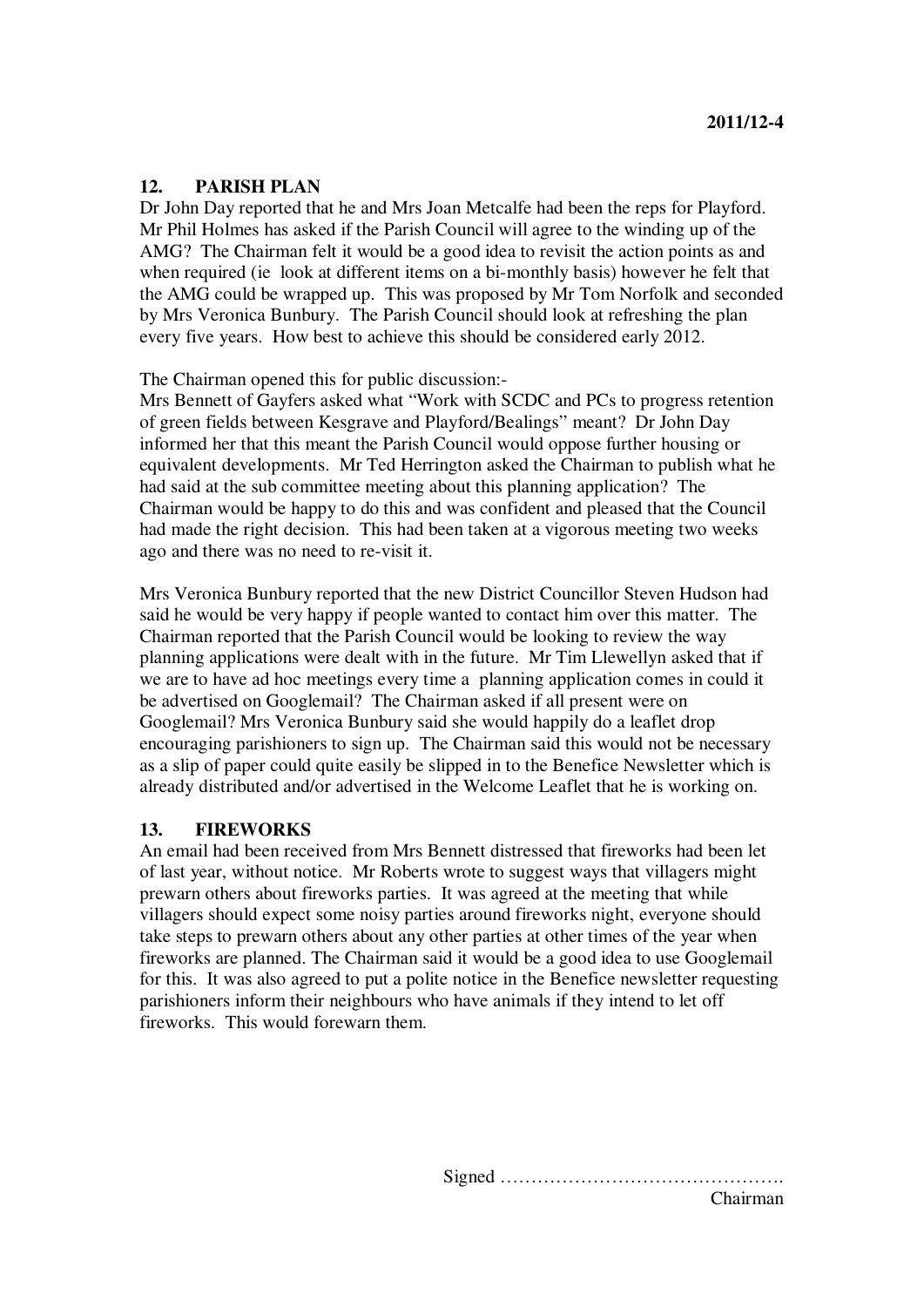## 12. PARISH PLAN

Dr John Day reported that he and Mrs Joan Metcalfe had been the reps for Playford. Mr Phil Holmes has asked if the Parish Council will agree to the winding up of the AMG? The Chairman felt it would be a good idea to revisit the action points as and when required (ie look at different items on a bi-monthly basis) however he felt that the AMG could be wrapped up. This was proposed by Mr Tom Norfolk and seconded by Mrs Veronica Bunbury. The Parish Council should look at refreshing the plan every five years. How best to achieve this should be considered early 2012.

The Chairman opened this for public discussion:-

Mrs Bennett of Gayfers asked what "Work with SCDC and PCs to progress retention of green fields between Kesgrave and Playford/Bealings" meant? Dr John Day informed her that this meant the Parish Council would oppose further housing or equivalent developments. Mr Ted Herrington asked the Chairman to publish what he had said at the sub committee meeting about this planning application? The Chairman would be happy to do this and was confident and pleased that the Council had made the right decision. This had been taken at a vigorous meeting two weeks ago and there was no need to re-visit it.

Mrs Veronica Bunbury reported that the new District Councillor Steven Hudson had said he would be very happy if people wanted to contact him over this matter. The Chairman reported that the Parish Council would be looking to review the way planning applications were dealt with in the future. Mr Tim Llewellyn asked that if we are to have ad hoc meetings every time a planning application comes in could it be advertised on Googlemail? The Chairman asked if all present were on Googlemail? Mrs Veronica Bunbury said she would happily do a leaflet drop encouraging parishioners to sign up. The Chairman said this would not be necessary as a slip of paper could quite easily be slipped in to the Benefice Newsletter which is already distributed and/or advertised in the Welcome Leaflet that he is working on.

## 13. FIREWORKS

An email had been received from Mrs Bennett distressed that fireworks had been let of last year, without notice. Mr Roberts wrote to suggest ways that villagers might prewarn others about fireworks parties. It was agreed at the meeting that while villagers should expect some noisy parties around fireworks night, everyone should take steps to prewarn others about any other parties at other times of the year when fireworks are planned. The Chairman said it would be a good idea to use Googlemail for this. It was also agreed to put a polite notice in the Benefice newsletter requesting parishioners inform their neighbours who have animals if they intend to let off fireworks. This would forewarn them.

Signed ……………………………………….
Chairman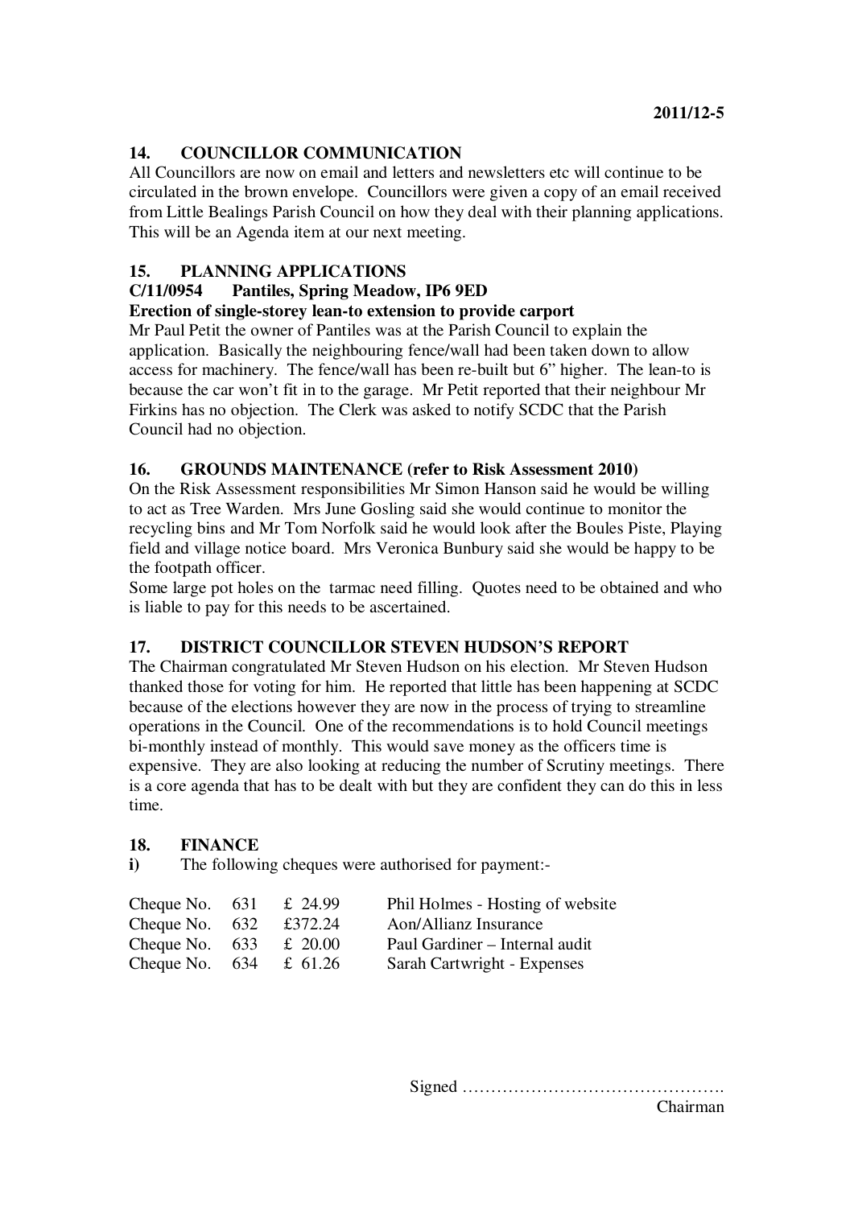2011/12-5

## 14. COUNCILLOR COMMUNICATION

All Councillors are now on email and letters and newsletters etc will continue to be circulated in the brown envelope. Councillors were given a copy of an email received from Little Bealings Parish Council on how they deal with their planning applications. This will be an Agenda item at our next meeting.

## 15. PLANNING APPLICATIONS

**C/11/0954 Pantiles, Spring Meadow, IP6 9ED**

**Erection of single-storey lean-to extension to provide carport**

Mr Paul Petit the owner of Pantiles was at the Parish Council to explain the application. Basically the neighbouring fence/wall had been taken down to allow access for machinery. The fence/wall has been re-built but 6" higher. The lean-to is because the car won't fit in to the garage. Mr Petit reported that their neighbour Mr Firkins has no objection. The Clerk was asked to notify SCDC that the Parish Council had no objection.

## 16. GROUNDS MAINTENANCE (refer to Risk Assessment 2010)

On the Risk Assessment responsibilities Mr Simon Hanson said he would be willing to act as Tree Warden. Mrs June Gosling said she would continue to monitor the recycling bins and Mr Tom Norfolk said he would look after the Boules Piste, Playing field and village notice board. Mrs Veronica Bunbury said she would be happy to be the footpath officer.

Some large pot holes on the tarmac need filling. Quotes need to be obtained and who is liable to pay for this needs to be ascertained.

## 17. DISTRICT COUNCILLOR STEVEN HUDSON'S REPORT

The Chairman congratulated Mr Steven Hudson on his election. Mr Steven Hudson thanked those for voting for him. He reported that little has been happening at SCDC because of the elections however they are now in the process of trying to streamline operations in the Council. One of the recommendations is to hold Council meetings bi-monthly instead of monthly. This would save money as the officers time is expensive. They are also looking at reducing the number of Scrutiny meetings. There is a core agenda that has to be dealt with but they are confident they can do this in less time.

## 18. FINANCE

**i)** The following cheques were authorised for payment:-

| | | | |
|---|---|---|---|
| Cheque No. | 631 | £ 24.99 | Phil Holmes - Hosting of website |
| Cheque No. | 632 | £372.24 | Aon/Allianz Insurance |
| Cheque No. | 633 | £ 20.00 | Paul Gardiner – Internal audit |
| Cheque No. | 634 | £ 61.26 | Sarah Cartwright - Expenses |

Signed ……………………………………….
Chairman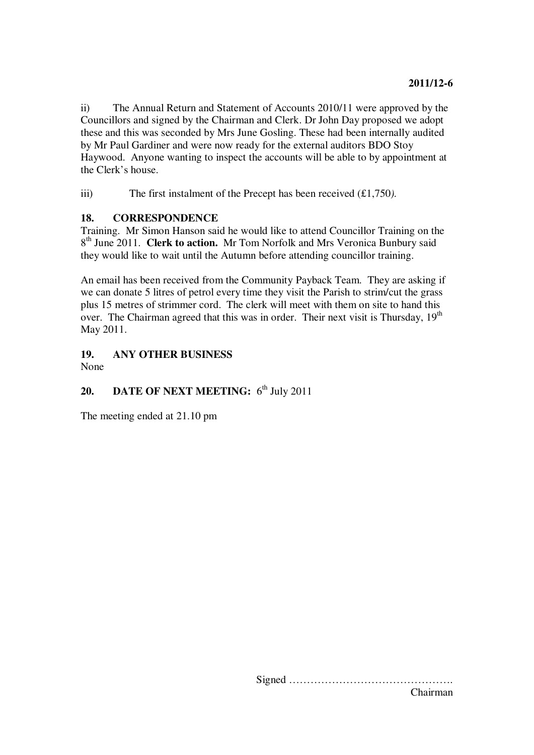ii) The Annual Return and Statement of Accounts 2010/11 were approved by the Councillors and signed by the Chairman and Clerk. Dr John Day proposed we adopt these and this was seconded by Mrs June Gosling. These had been internally audited by Mr Paul Gardiner and were now ready for the external auditors BDO Stoy Haywood. Anyone wanting to inspect the accounts will be able to by appointment at the Clerk's house.

iii) The first instalment of the Precept has been received (£1,750*)*.

## 18. CORRESPONDENCE

Training. Mr Simon Hanson said he would like to attend Councillor Training on the 8th June 2011. **Clerk to action.** Mr Tom Norfolk and Mrs Veronica Bunbury said they would like to wait until the Autumn before attending councillor training.

An email has been received from the Community Payback Team. They are asking if we can donate 5 litres of petrol every time they visit the Parish to strim/cut the grass plus 15 metres of strimmer cord. The clerk will meet with them on site to hand this over. The Chairman agreed that this was in order. Their next visit is Thursday, 19th May 2011.

## 19. ANY OTHER BUSINESS

None

## 20. DATE OF NEXT MEETING: 6th July 2011

The meeting ended at 21.10 pm

Signed ……………………………………….
Chairman